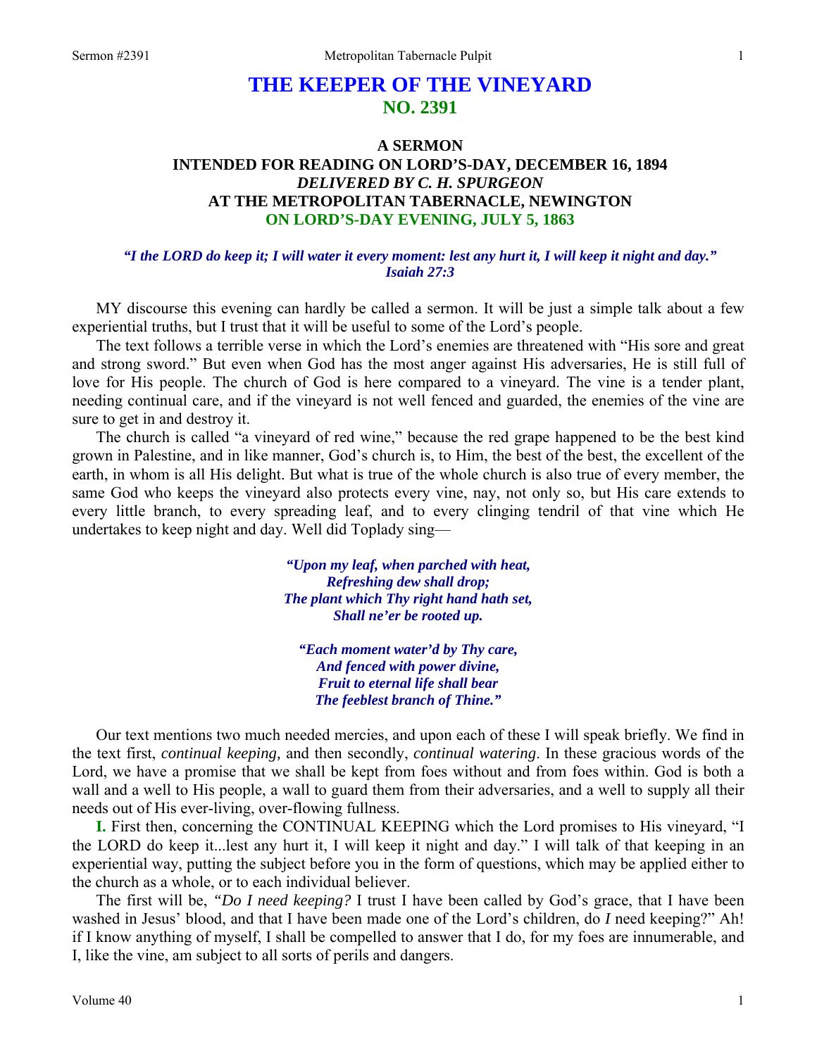# THE KEEPER OF THE VINEYARD
## NO. 2391

### A SERMON
### INTENDED FOR READING ON LORD'S-DAY, DECEMBER 16, 1894
### *DELIVERED BY C. H. SPURGEON*
### AT THE METROPOLITAN TABERNACLE, NEWINGTON
### ON LORD'S-DAY EVENING, JULY 5, 1863

***"I the LORD do keep it; I will water it every moment: lest any hurt it, I will keep it night and day." Isaiah 27:3***

MY discourse this evening can hardly be called a sermon. It will be just a simple talk about a few experiential truths, but I trust that it will be useful to some of the Lord's people.

The text follows a terrible verse in which the Lord's enemies are threatened with "His sore and great and strong sword." But even when God has the most anger against His adversaries, He is still full of love for His people. The church of God is here compared to a vineyard. The vine is a tender plant, needing continual care, and if the vineyard is not well fenced and guarded, the enemies of the vine are sure to get in and destroy it.

The church is called "a vineyard of red wine," because the red grape happened to be the best kind grown in Palestine, and in like manner, God's church is, to Him, the best of the best, the excellent of the earth, in whom is all His delight. But what is true of the whole church is also true of every member, the same God who keeps the vineyard also protects every vine, nay, not only so, but His care extends to every little branch, to every spreading leaf, and to every clinging tendril of that vine which He undertakes to keep night and day. Well did Toplady sing—

> ***"Upon my leaf, when parched with heat,***
> ***Refreshing dew shall drop;***
> ***The plant which Thy right hand hath set,***
> ***Shall ne'er be rooted up.***
>
> ***"Each moment water'd by Thy care,***
> ***And fenced with power divine,***
> ***Fruit to eternal life shall bear***
> ***The feeblest branch of Thine."***

Our text mentions two much needed mercies, and upon each of these I will speak briefly. We find in the text first, *continual keeping,* and then secondly, *continual watering*. In these gracious words of the Lord, we have a promise that we shall be kept from foes without and from foes within. God is both a wall and a well to His people, a wall to guard them from their adversaries, and a well to supply all their needs out of His ever-living, over-flowing fullness.

**I.** First then, concerning the CONTINUAL KEEPING which the Lord promises to His vineyard, "I the LORD do keep it...lest any hurt it, I will keep it night and day." I will talk of that keeping in an experiential way, putting the subject before you in the form of questions, which may be applied either to the church as a whole, or to each individual believer.

The first will be, *"Do I need keeping?* I trust I have been called by God's grace, that I have been washed in Jesus' blood, and that I have been made one of the Lord's children, do *I* need keeping?" Ah! if I know anything of myself, I shall be compelled to answer that I do, for my foes are innumerable, and I, like the vine, am subject to all sorts of perils and dangers.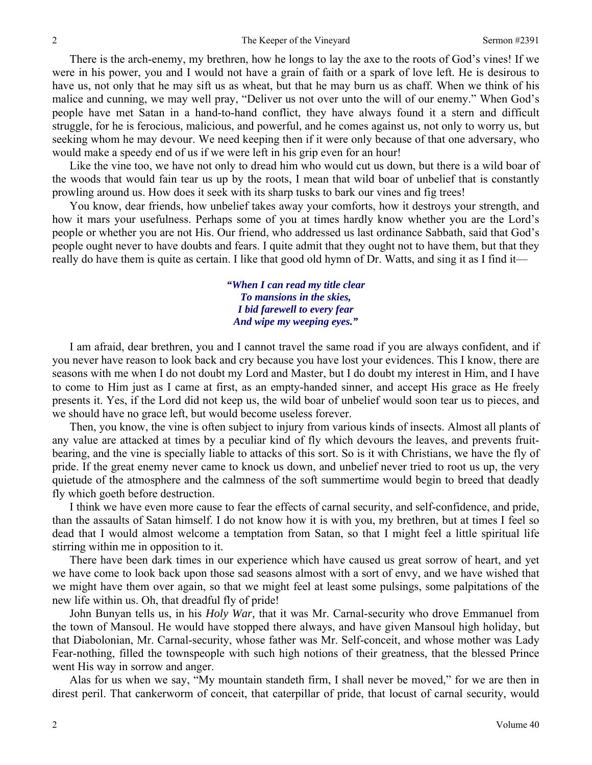There is the arch-enemy, my brethren, how he longs to lay the axe to the roots of God's vines! If we were in his power, you and I would not have a grain of faith or a spark of love left. He is desirous to have us, not only that he may sift us as wheat, but that he may burn us as chaff. When we think of his malice and cunning, we may well pray, "Deliver us not over unto the will of our enemy." When God's people have met Satan in a hand-to-hand conflict, they have always found it a stern and difficult struggle, for he is ferocious, malicious, and powerful, and he comes against us, not only to worry us, but seeking whom he may devour. We need keeping then if it were only because of that one adversary, who would make a speedy end of us if we were left in his grip even for an hour!

Like the vine too, we have not only to dread him who would cut us down, but there is a wild boar of the woods that would fain tear us up by the roots, I mean that wild boar of unbelief that is constantly prowling around us. How does it seek with its sharp tusks to bark our vines and fig trees!

You know, dear friends, how unbelief takes away your comforts, how it destroys your strength, and how it mars your usefulness. Perhaps some of you at times hardly know whether you are the Lord's people or whether you are not His. Our friend, who addressed us last ordinance Sabbath, said that God's people ought never to have doubts and fears. I quite admit that they ought not to have them, but that they really do have them is quite as certain. I like that good old hymn of Dr. Watts, and sing it as I find it—

*"When I can read my title clear*
*To mansions in the skies,*
*I bid farewell to every fear*
*And wipe my weeping eyes."*

I am afraid, dear brethren, you and I cannot travel the same road if you are always confident, and if you never have reason to look back and cry because you have lost your evidences. This I know, there are seasons with me when I do not doubt my Lord and Master, but I do doubt my interest in Him, and I have to come to Him just as I came at first, as an empty-handed sinner, and accept His grace as He freely presents it. Yes, if the Lord did not keep us, the wild boar of unbelief would soon tear us to pieces, and we should have no grace left, but would become useless forever.

Then, you know, the vine is often subject to injury from various kinds of insects. Almost all plants of any value are attacked at times by a peculiar kind of fly which devours the leaves, and prevents fruit-bearing, and the vine is specially liable to attacks of this sort. So is it with Christians, we have the fly of pride. If the great enemy never came to knock us down, and unbelief never tried to root us up, the very quietude of the atmosphere and the calmness of the soft summertime would begin to breed that deadly fly which goeth before destruction.

I think we have even more cause to fear the effects of carnal security, and self-confidence, and pride, than the assaults of Satan himself. I do not know how it is with you, my brethren, but at times I feel so dead that I would almost welcome a temptation from Satan, so that I might feel a little spiritual life stirring within me in opposition to it.

There have been dark times in our experience which have caused us great sorrow of heart, and yet we have come to look back upon those sad seasons almost with a sort of envy, and we have wished that we might have them over again, so that we might feel at least some pulsings, some palpitations of the new life within us. Oh, that dreadful fly of pride!

John Bunyan tells us, in his *Holy War,* that it was Mr. Carnal-security who drove Emmanuel from the town of Mansoul. He would have stopped there always, and have given Mansoul high holiday, but that Diabolonian, Mr. Carnal-security, whose father was Mr. Self-conceit, and whose mother was Lady Fear-nothing, filled the townspeople with such high notions of their greatness, that the blessed Prince went His way in sorrow and anger.

Alas for us when we say, "My mountain standeth firm, I shall never be moved," for we are then in direst peril. That cankerworm of conceit, that caterpillar of pride, that locust of carnal security, would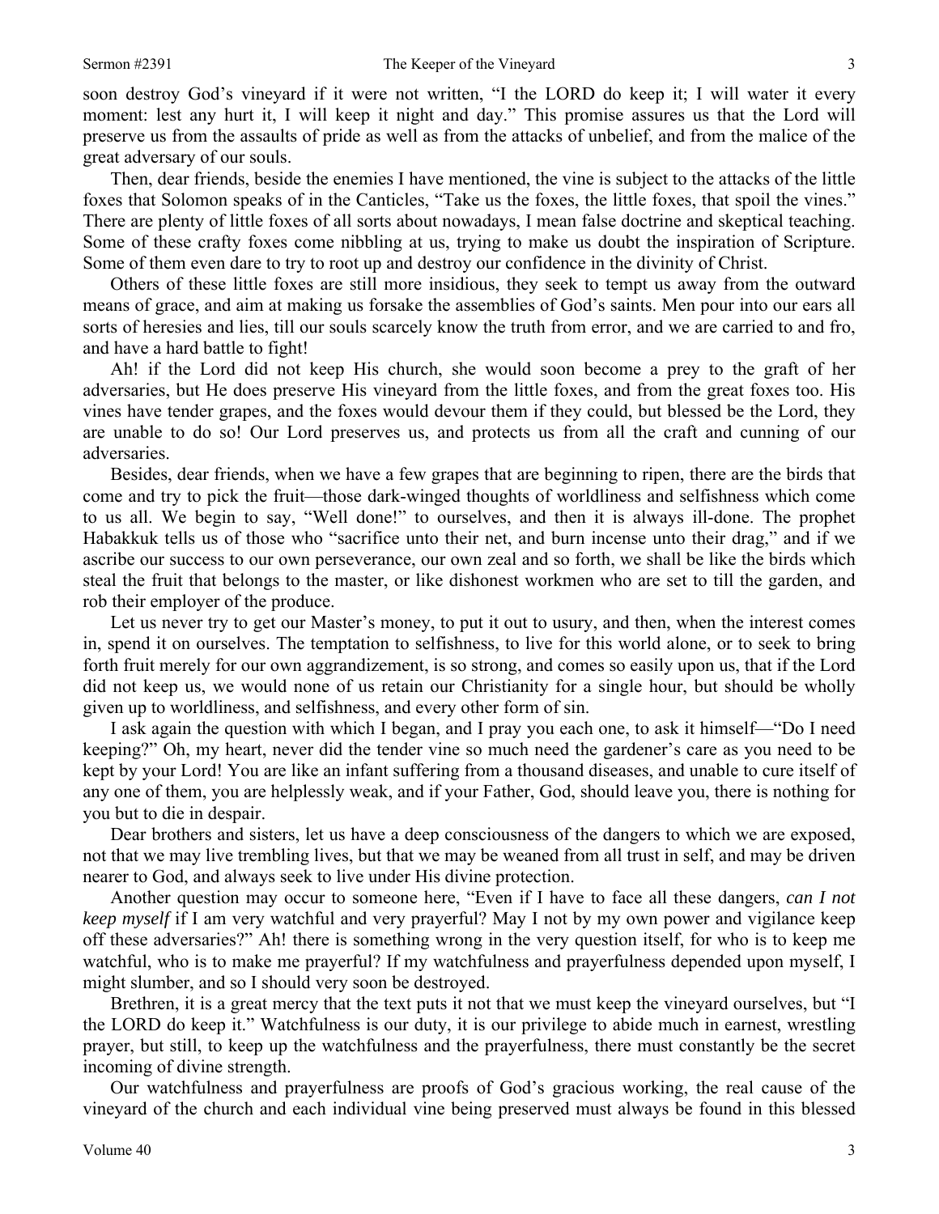soon destroy God's vineyard if it were not written, "I the LORD do keep it; I will water it every moment: lest any hurt it, I will keep it night and day." This promise assures us that the Lord will preserve us from the assaults of pride as well as from the attacks of unbelief, and from the malice of the great adversary of our souls.

Then, dear friends, beside the enemies I have mentioned, the vine is subject to the attacks of the little foxes that Solomon speaks of in the Canticles, "Take us the foxes, the little foxes, that spoil the vines." There are plenty of little foxes of all sorts about nowadays, I mean false doctrine and skeptical teaching. Some of these crafty foxes come nibbling at us, trying to make us doubt the inspiration of Scripture. Some of them even dare to try to root up and destroy our confidence in the divinity of Christ.

Others of these little foxes are still more insidious, they seek to tempt us away from the outward means of grace, and aim at making us forsake the assemblies of God's saints. Men pour into our ears all sorts of heresies and lies, till our souls scarcely know the truth from error, and we are carried to and fro, and have a hard battle to fight!

Ah! if the Lord did not keep His church, she would soon become a prey to the graft of her adversaries, but He does preserve His vineyard from the little foxes, and from the great foxes too. His vines have tender grapes, and the foxes would devour them if they could, but blessed be the Lord, they are unable to do so! Our Lord preserves us, and protects us from all the craft and cunning of our adversaries.

Besides, dear friends, when we have a few grapes that are beginning to ripen, there are the birds that come and try to pick the fruit—those dark-winged thoughts of worldliness and selfishness which come to us all. We begin to say, "Well done!" to ourselves, and then it is always ill-done. The prophet Habakkuk tells us of those who "sacrifice unto their net, and burn incense unto their drag," and if we ascribe our success to our own perseverance, our own zeal and so forth, we shall be like the birds which steal the fruit that belongs to the master, or like dishonest workmen who are set to till the garden, and rob their employer of the produce.

Let us never try to get our Master's money, to put it out to usury, and then, when the interest comes in, spend it on ourselves. The temptation to selfishness, to live for this world alone, or to seek to bring forth fruit merely for our own aggrandizement, is so strong, and comes so easily upon us, that if the Lord did not keep us, we would none of us retain our Christianity for a single hour, but should be wholly given up to worldliness, and selfishness, and every other form of sin.

I ask again the question with which I began, and I pray you each one, to ask it himself—"Do I need keeping?" Oh, my heart, never did the tender vine so much need the gardener's care as you need to be kept by your Lord! You are like an infant suffering from a thousand diseases, and unable to cure itself of any one of them, you are helplessly weak, and if your Father, God, should leave you, there is nothing for you but to die in despair.

Dear brothers and sisters, let us have a deep consciousness of the dangers to which we are exposed, not that we may live trembling lives, but that we may be weaned from all trust in self, and may be driven nearer to God, and always seek to live under His divine protection.

Another question may occur to someone here, "Even if I have to face all these dangers, *can I not keep myself* if I am very watchful and very prayerful? May I not by my own power and vigilance keep off these adversaries?" Ah! there is something wrong in the very question itself, for who is to keep me watchful, who is to make me prayerful? If my watchfulness and prayerfulness depended upon myself, I might slumber, and so I should very soon be destroyed.

Brethren, it is a great mercy that the text puts it not that we must keep the vineyard ourselves, but "I the LORD do keep it." Watchfulness is our duty, it is our privilege to abide much in earnest, wrestling prayer, but still, to keep up the watchfulness and the prayerfulness, there must constantly be the secret incoming of divine strength.

Our watchfulness and prayerfulness are proofs of God's gracious working, the real cause of the vineyard of the church and each individual vine being preserved must always be found in this blessed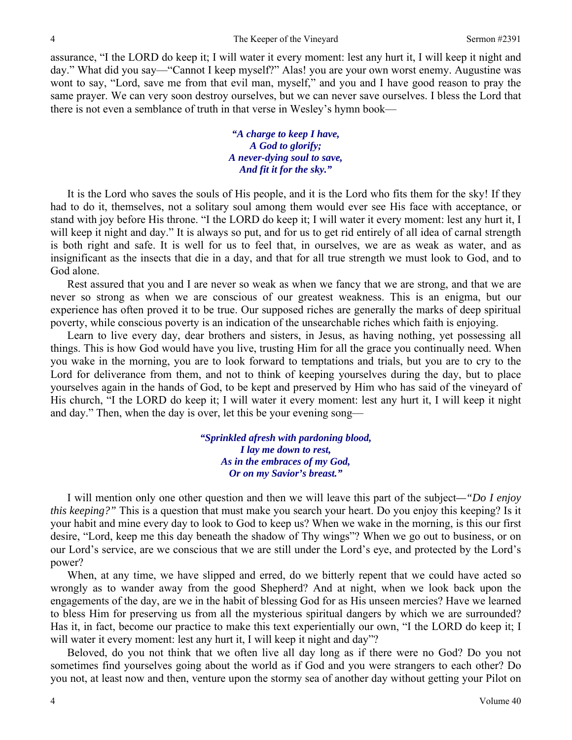assurance, "I the LORD do keep it; I will water it every moment: lest any hurt it, I will keep it night and day." What did you say—"Cannot I keep myself?" Alas! you are your own worst enemy. Augustine was wont to say, "Lord, save me from that evil man, myself," and you and I have good reason to pray the same prayer. We can very soon destroy ourselves, but we can never save ourselves. I bless the Lord that there is not even a semblance of truth in that verse in Wesley's hymn book—

> ***"A charge to keep I have,***
> ***A God to glorify;***
> ***A never-dying soul to save,***
> ***And fit it for the sky."***

It is the Lord who saves the souls of His people, and it is the Lord who fits them for the sky! If they had to do it, themselves, not a solitary soul among them would ever see His face with acceptance, or stand with joy before His throne. "I the LORD do keep it; I will water it every moment: lest any hurt it, I will keep it night and day." It is always so put, and for us to get rid entirely of all idea of carnal strength is both right and safe. It is well for us to feel that, in ourselves, we are as weak as water, and as insignificant as the insects that die in a day, and that for all true strength we must look to God, and to God alone.

Rest assured that you and I are never so weak as when we fancy that we are strong, and that we are never so strong as when we are conscious of our greatest weakness. This is an enigma, but our experience has often proved it to be true. Our supposed riches are generally the marks of deep spiritual poverty, while conscious poverty is an indication of the unsearchable riches which faith is enjoying.

Learn to live every day, dear brothers and sisters, in Jesus, as having nothing, yet possessing all things. This is how God would have you live, trusting Him for all the grace you continually need. When you wake in the morning, you are to look forward to temptations and trials, but you are to cry to the Lord for deliverance from them, and not to think of keeping yourselves during the day, but to place yourselves again in the hands of God, to be kept and preserved by Him who has said of the vineyard of His church, "I the LORD do keep it; I will water it every moment: lest any hurt it, I will keep it night and day." Then, when the day is over, let this be your evening song—

> ***"Sprinkled afresh with pardoning blood,***
> ***I lay me down to rest,***
> ***As in the embraces of my God,***
> ***Or on my Savior's breast."***

I will mention only one other question and then we will leave this part of the subject—*"Do I enjoy this keeping?"* This is a question that must make you search your heart. Do you enjoy this keeping? Is it your habit and mine every day to look to God to keep us? When we wake in the morning, is this our first desire, "Lord, keep me this day beneath the shadow of Thy wings"? When we go out to business, or on our Lord's service, are we conscious that we are still under the Lord's eye, and protected by the Lord's power?

When, at any time, we have slipped and erred, do we bitterly repent that we could have acted so wrongly as to wander away from the good Shepherd? And at night, when we look back upon the engagements of the day, are we in the habit of blessing God for as His unseen mercies? Have we learned to bless Him for preserving us from all the mysterious spiritual dangers by which we are surrounded? Has it, in fact, become our practice to make this text experientially our own, "I the LORD do keep it; I will water it every moment: lest any hurt it, I will keep it night and day"?

Beloved, do you not think that we often live all day long as if there were no God? Do you not sometimes find yourselves going about the world as if God and you were strangers to each other? Do you not, at least now and then, venture upon the stormy sea of another day without getting your Pilot on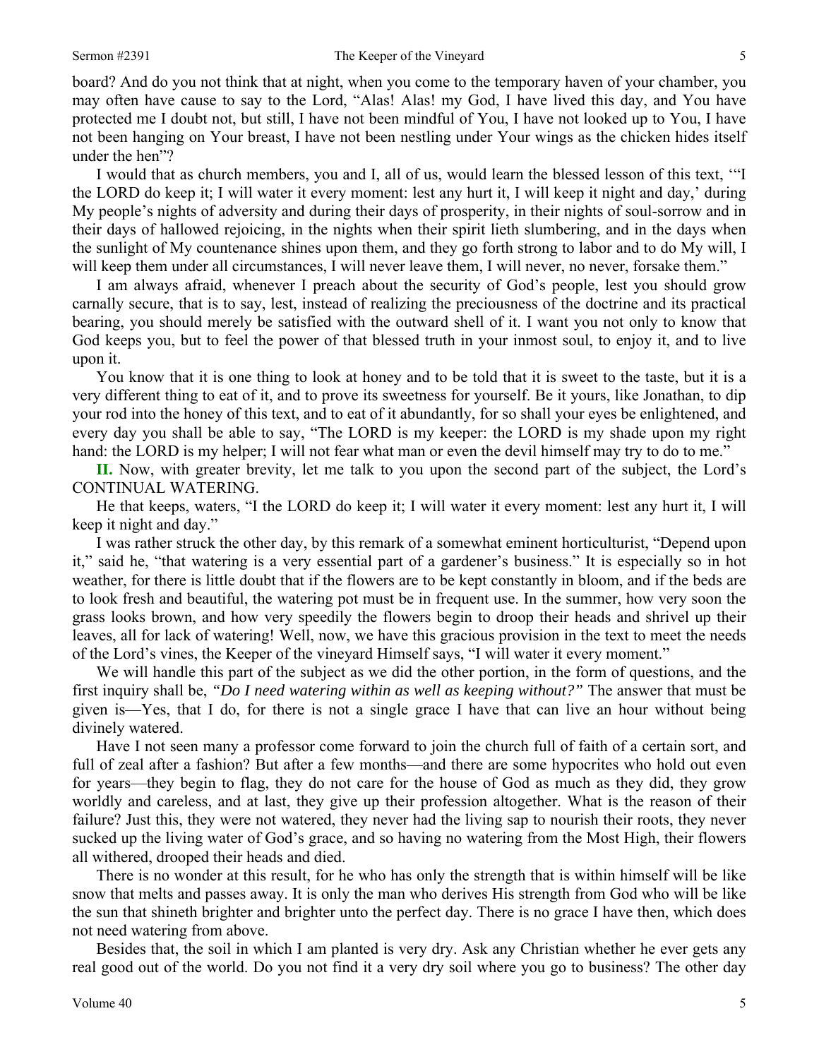board? And do you not think that at night, when you come to the temporary haven of your chamber, you may often have cause to say to the Lord, "Alas! Alas! my God, I have lived this day, and You have protected me I doubt not, but still, I have not been mindful of You, I have not looked up to You, I have not been hanging on Your breast, I have not been nestling under Your wings as the chicken hides itself under the hen"?

I would that as church members, you and I, all of us, would learn the blessed lesson of this text, '"I the LORD do keep it; I will water it every moment: lest any hurt it, I will keep it night and day,' during My people's nights of adversity and during their days of prosperity, in their nights of soul-sorrow and in their days of hallowed rejoicing, in the nights when their spirit lieth slumbering, and in the days when the sunlight of My countenance shines upon them, and they go forth strong to labor and to do My will, I will keep them under all circumstances, I will never leave them, I will never, no never, forsake them."

I am always afraid, whenever I preach about the security of God's people, lest you should grow carnally secure, that is to say, lest, instead of realizing the preciousness of the doctrine and its practical bearing, you should merely be satisfied with the outward shell of it. I want you not only to know that God keeps you, but to feel the power of that blessed truth in your inmost soul, to enjoy it, and to live upon it.

You know that it is one thing to look at honey and to be told that it is sweet to the taste, but it is a very different thing to eat of it, and to prove its sweetness for yourself. Be it yours, like Jonathan, to dip your rod into the honey of this text, and to eat of it abundantly, for so shall your eyes be enlightened, and every day you shall be able to say, "The LORD is my keeper: the LORD is my shade upon my right hand: the LORD is my helper; I will not fear what man or even the devil himself may try to do to me."

**II.** Now, with greater brevity, let me talk to you upon the second part of the subject, the Lord's CONTINUAL WATERING.

He that keeps, waters, "I the LORD do keep it; I will water it every moment: lest any hurt it, I will keep it night and day."

I was rather struck the other day, by this remark of a somewhat eminent horticulturist, "Depend upon it," said he, "that watering is a very essential part of a gardener's business." It is especially so in hot weather, for there is little doubt that if the flowers are to be kept constantly in bloom, and if the beds are to look fresh and beautiful, the watering pot must be in frequent use. In the summer, how very soon the grass looks brown, and how very speedily the flowers begin to droop their heads and shrivel up their leaves, all for lack of watering! Well, now, we have this gracious provision in the text to meet the needs of the Lord's vines, the Keeper of the vineyard Himself says, "I will water it every moment."

We will handle this part of the subject as we did the other portion, in the form of questions, and the first inquiry shall be, *"Do I need watering within as well as keeping without?"* The answer that must be given is—Yes, that I do, for there is not a single grace I have that can live an hour without being divinely watered.

Have I not seen many a professor come forward to join the church full of faith of a certain sort, and full of zeal after a fashion? But after a few months—and there are some hypocrites who hold out even for years—they begin to flag, they do not care for the house of God as much as they did, they grow worldly and careless, and at last, they give up their profession altogether. What is the reason of their failure? Just this, they were not watered, they never had the living sap to nourish their roots, they never sucked up the living water of God's grace, and so having no watering from the Most High, their flowers all withered, drooped their heads and died.

There is no wonder at this result, for he who has only the strength that is within himself will be like snow that melts and passes away. It is only the man who derives His strength from God who will be like the sun that shineth brighter and brighter unto the perfect day. There is no grace I have then, which does not need watering from above.

Besides that, the soil in which I am planted is very dry. Ask any Christian whether he ever gets any real good out of the world. Do you not find it a very dry soil where you go to business? The other day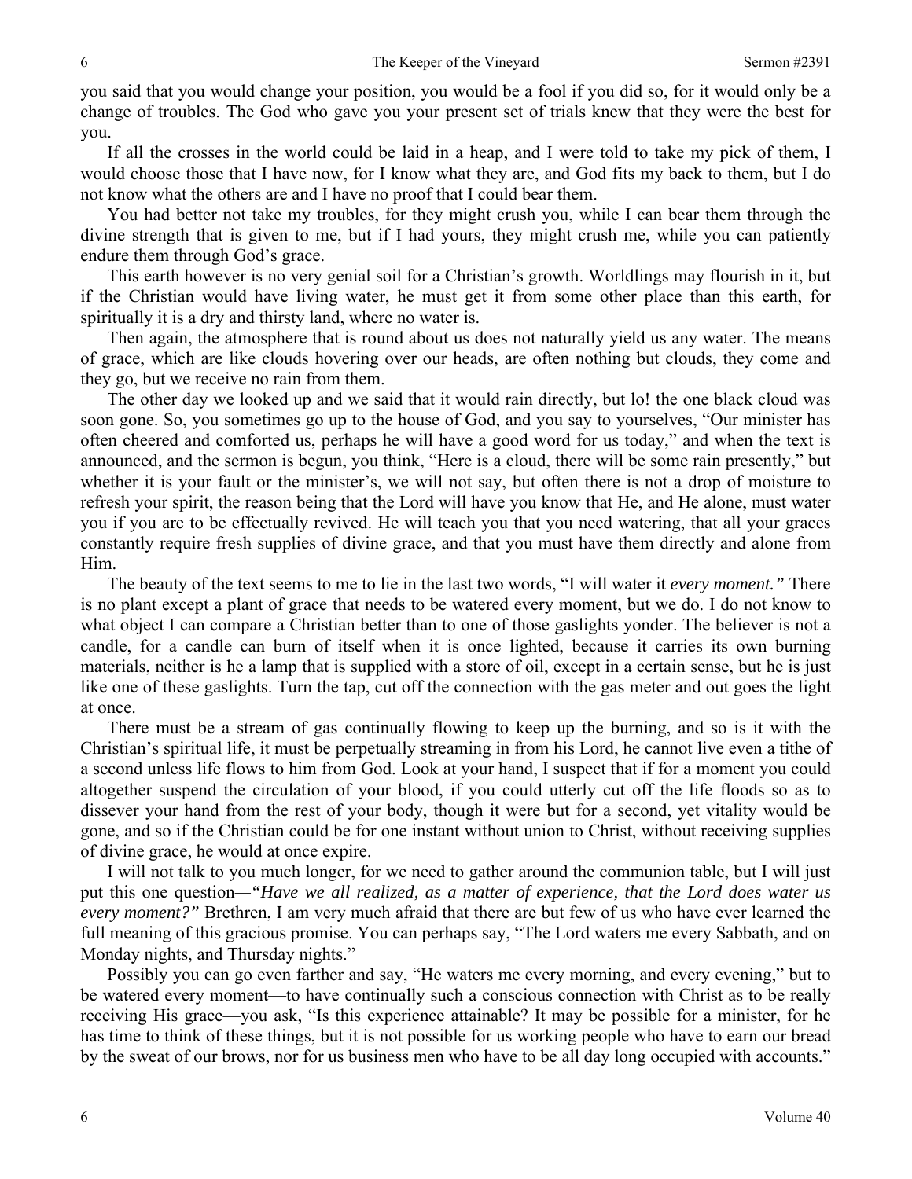you said that you would change your position, you would be a fool if you did so, for it would only be a change of troubles. The God who gave you your present set of trials knew that they were the best for you.

If all the crosses in the world could be laid in a heap, and I were told to take my pick of them, I would choose those that I have now, for I know what they are, and God fits my back to them, but I do not know what the others are and I have no proof that I could bear them.

You had better not take my troubles, for they might crush you, while I can bear them through the divine strength that is given to me, but if I had yours, they might crush me, while you can patiently endure them through God's grace.

This earth however is no very genial soil for a Christian's growth. Worldlings may flourish in it, but if the Christian would have living water, he must get it from some other place than this earth, for spiritually it is a dry and thirsty land, where no water is.

Then again, the atmosphere that is round about us does not naturally yield us any water. The means of grace, which are like clouds hovering over our heads, are often nothing but clouds, they come and they go, but we receive no rain from them.

The other day we looked up and we said that it would rain directly, but lo! the one black cloud was soon gone. So, you sometimes go up to the house of God, and you say to yourselves, "Our minister has often cheered and comforted us, perhaps he will have a good word for us today," and when the text is announced, and the sermon is begun, you think, "Here is a cloud, there will be some rain presently," but whether it is your fault or the minister's, we will not say, but often there is not a drop of moisture to refresh your spirit, the reason being that the Lord will have you know that He, and He alone, must water you if you are to be effectually revived. He will teach you that you need watering, that all your graces constantly require fresh supplies of divine grace, and that you must have them directly and alone from Him.

The beauty of the text seems to me to lie in the last two words, "I will water it *every moment."* There is no plant except a plant of grace that needs to be watered every moment, but we do. I do not know to what object I can compare a Christian better than to one of those gaslights yonder. The believer is not a candle, for a candle can burn of itself when it is once lighted, because it carries its own burning materials, neither is he a lamp that is supplied with a store of oil, except in a certain sense, but he is just like one of these gaslights. Turn the tap, cut off the connection with the gas meter and out goes the light at once.

There must be a stream of gas continually flowing to keep up the burning, and so is it with the Christian's spiritual life, it must be perpetually streaming in from his Lord, he cannot live even a tithe of a second unless life flows to him from God. Look at your hand, I suspect that if for a moment you could altogether suspend the circulation of your blood, if you could utterly cut off the life floods so as to dissever your hand from the rest of your body, though it were but for a second, yet vitality would be gone, and so if the Christian could be for one instant without union to Christ, without receiving supplies of divine grace, he would at once expire.

I will not talk to you much longer, for we need to gather around the communion table, but I will just put this one question—*"Have we all realized, as a matter of experience, that the Lord does water us every moment?"* Brethren, I am very much afraid that there are but few of us who have ever learned the full meaning of this gracious promise. You can perhaps say, "The Lord waters me every Sabbath, and on Monday nights, and Thursday nights."

Possibly you can go even farther and say, "He waters me every morning, and every evening," but to be watered every moment—to have continually such a conscious connection with Christ as to be really receiving His grace—you ask, "Is this experience attainable? It may be possible for a minister, for he has time to think of these things, but it is not possible for us working people who have to earn our bread by the sweat of our brows, nor for us business men who have to be all day long occupied with accounts."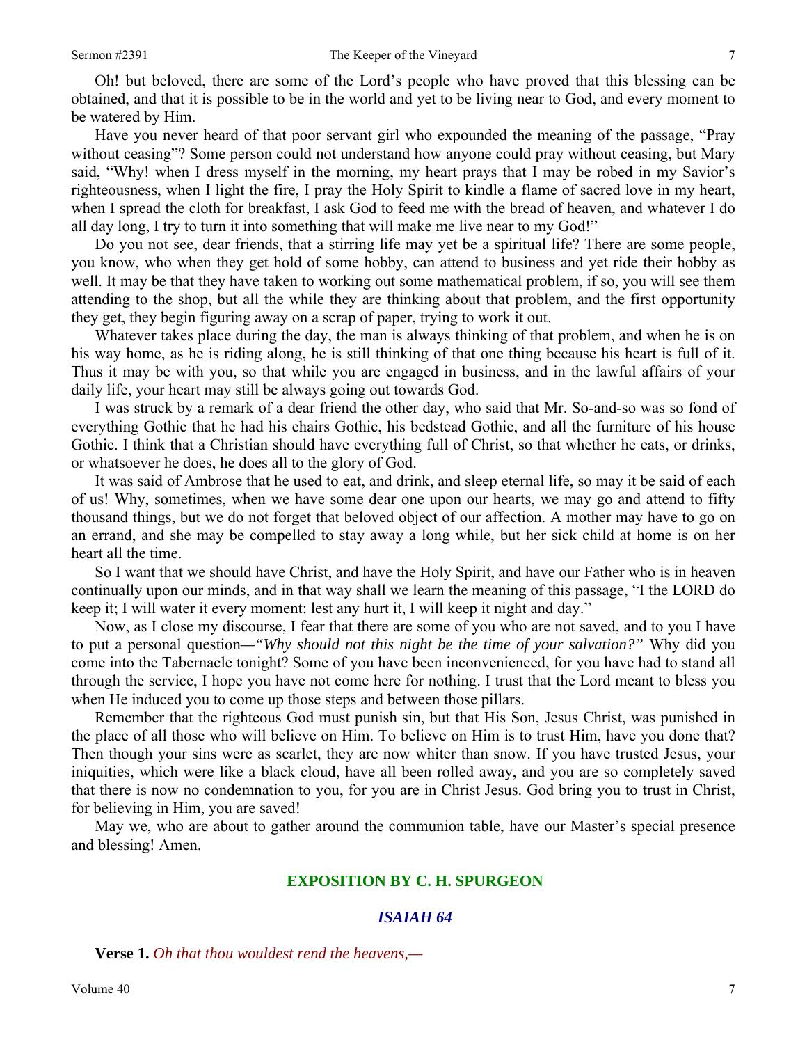Oh! but beloved, there are some of the Lord's people who have proved that this blessing can be obtained, and that it is possible to be in the world and yet to be living near to God, and every moment to be watered by Him.

Have you never heard of that poor servant girl who expounded the meaning of the passage, "Pray without ceasing"? Some person could not understand how anyone could pray without ceasing, but Mary said, "Why! when I dress myself in the morning, my heart prays that I may be robed in my Savior's righteousness, when I light the fire, I pray the Holy Spirit to kindle a flame of sacred love in my heart, when I spread the cloth for breakfast, I ask God to feed me with the bread of heaven, and whatever I do all day long, I try to turn it into something that will make me live near to my God!"

Do you not see, dear friends, that a stirring life may yet be a spiritual life? There are some people, you know, who when they get hold of some hobby, can attend to business and yet ride their hobby as well. It may be that they have taken to working out some mathematical problem, if so, you will see them attending to the shop, but all the while they are thinking about that problem, and the first opportunity they get, they begin figuring away on a scrap of paper, trying to work it out.

Whatever takes place during the day, the man is always thinking of that problem, and when he is on his way home, as he is riding along, he is still thinking of that one thing because his heart is full of it. Thus it may be with you, so that while you are engaged in business, and in the lawful affairs of your daily life, your heart may still be always going out towards God.

I was struck by a remark of a dear friend the other day, who said that Mr. So-and-so was so fond of everything Gothic that he had his chairs Gothic, his bedstead Gothic, and all the furniture of his house Gothic. I think that a Christian should have everything full of Christ, so that whether he eats, or drinks, or whatsoever he does, he does all to the glory of God.

It was said of Ambrose that he used to eat, and drink, and sleep eternal life, so may it be said of each of us! Why, sometimes, when we have some dear one upon our hearts, we may go and attend to fifty thousand things, but we do not forget that beloved object of our affection. A mother may have to go on an errand, and she may be compelled to stay away a long while, but her sick child at home is on her heart all the time.

So I want that we should have Christ, and have the Holy Spirit, and have our Father who is in heaven continually upon our minds, and in that way shall we learn the meaning of this passage, "I the LORD do keep it; I will water it every moment: lest any hurt it, I will keep it night and day."

Now, as I close my discourse, I fear that there are some of you who are not saved, and to you I have to put a personal question—*"Why should not this night be the time of your salvation?"* Why did you come into the Tabernacle tonight? Some of you have been inconvenienced, for you have had to stand all through the service, I hope you have not come here for nothing. I trust that the Lord meant to bless you when He induced you to come up those steps and between those pillars.

Remember that the righteous God must punish sin, but that His Son, Jesus Christ, was punished in the place of all those who will believe on Him. To believe on Him is to trust Him, have you done that? Then though your sins were as scarlet, they are now whiter than snow. If you have trusted Jesus, your iniquities, which were like a black cloud, have all been rolled away, and you are so completely saved that there is now no condemnation to you, for you are in Christ Jesus. God bring you to trust in Christ, for believing in Him, you are saved!

May we, who are about to gather around the communion table, have our Master's special presence and blessing! Amen.

## EXPOSITION BY C. H. SPURGEON

### *ISAIAH 64*

**Verse 1.** *Oh that thou wouldest rend the heavens,—*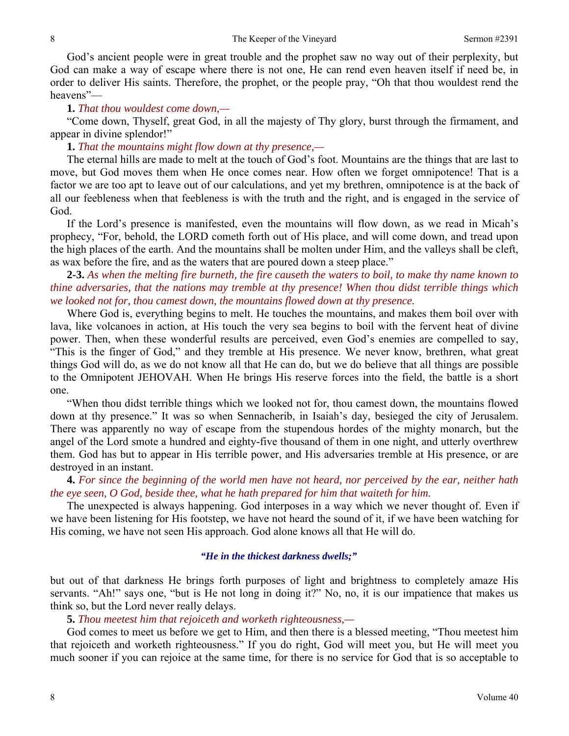God's ancient people were in great trouble and the prophet saw no way out of their perplexity, but God can make a way of escape where there is not one, He can rend even heaven itself if need be, in order to deliver His saints. Therefore, the prophet, or the people pray, "Oh that thou wouldest rend the heavens"—

**1.** *That thou wouldest come down,—*

"Come down, Thyself, great God, in all the majesty of Thy glory, burst through the firmament, and appear in divine splendor!"

**1.** *That the mountains might flow down at thy presence,—*

The eternal hills are made to melt at the touch of God's foot. Mountains are the things that are last to move, but God moves them when He once comes near. How often we forget omnipotence! That is a factor we are too apt to leave out of our calculations, and yet my brethren, omnipotence is at the back of all our feebleness when that feebleness is with the truth and the right, and is engaged in the service of God.

If the Lord's presence is manifested, even the mountains will flow down, as we read in Micah's prophecy, "For, behold, the LORD cometh forth out of His place, and will come down, and tread upon the high places of the earth. And the mountains shall be molten under Him, and the valleys shall be cleft, as wax before the fire, and as the waters that are poured down a steep place."

**2-3.** *As when the melting fire burneth, the fire causeth the waters to boil, to make thy name known to thine adversaries, that the nations may tremble at thy presence! When thou didst terrible things which we looked not for, thou camest down, the mountains flowed down at thy presence.*

Where God is, everything begins to melt. He touches the mountains, and makes them boil over with lava, like volcanoes in action, at His touch the very sea begins to boil with the fervent heat of divine power. Then, when these wonderful results are perceived, even God's enemies are compelled to say, "This is the finger of God," and they tremble at His presence. We never know, brethren, what great things God will do, as we do not know all that He can do, but we do believe that all things are possible to the Omnipotent JEHOVAH. When He brings His reserve forces into the field, the battle is a short one.

"When thou didst terrible things which we looked not for, thou camest down, the mountains flowed down at thy presence." It was so when Sennacherib, in Isaiah's day, besieged the city of Jerusalem. There was apparently no way of escape from the stupendous hordes of the mighty monarch, but the angel of the Lord smote a hundred and eighty-five thousand of them in one night, and utterly overthrew them. God has but to appear in His terrible power, and His adversaries tremble at His presence, or are destroyed in an instant.

**4.** *For since the beginning of the world men have not heard, nor perceived by the ear, neither hath the eye seen, O God, beside thee, what he hath prepared for him that waiteth for him.*

The unexpected is always happening. God interposes in a way which we never thought of. Even if we have been listening for His footstep, we have not heard the sound of it, if we have been watching for His coming, we have not seen His approach. God alone knows all that He will do.

*"He in the thickest darkness dwells;"*

but out of that darkness He brings forth purposes of light and brightness to completely amaze His servants. "Ah!" says one, "but is He not long in doing it?" No, no, it is our impatience that makes us think so, but the Lord never really delays.

**5.** *Thou meetest him that rejoiceth and worketh righteousness,—*

God comes to meet us before we get to Him, and then there is a blessed meeting, "Thou meetest him that rejoiceth and worketh righteousness." If you do right, God will meet you, but He will meet you much sooner if you can rejoice at the same time, for there is no service for God that is so acceptable to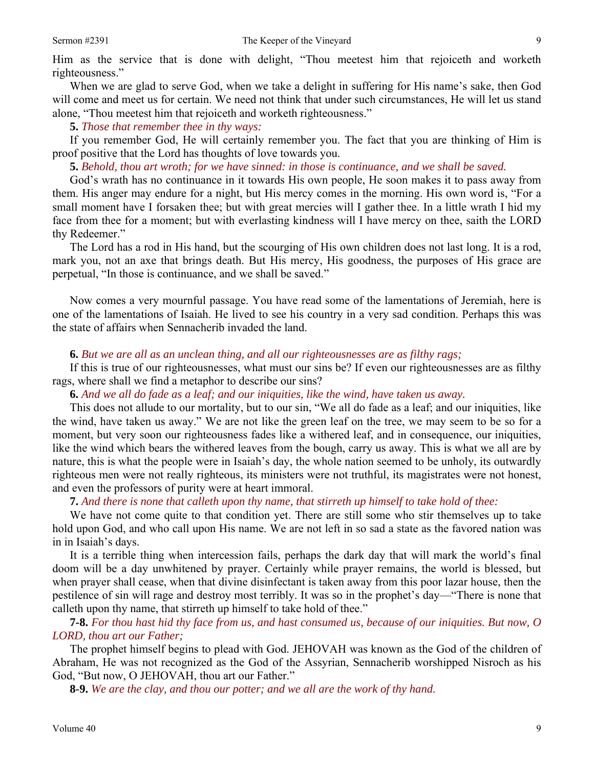Him as the service that is done with delight, "Thou meetest him that rejoiceth and worketh righteousness."

When we are glad to serve God, when we take a delight in suffering for His name's sake, then God will come and meet us for certain. We need not think that under such circumstances, He will let us stand alone, "Thou meetest him that rejoiceth and worketh righteousness."

**5.** *Those that remember thee in thy ways:*

If you remember God, He will certainly remember you. The fact that you are thinking of Him is proof positive that the Lord has thoughts of love towards you.

**5.** *Behold, thou art wroth; for we have sinned: in those is continuance, and we shall be saved.*

God's wrath has no continuance in it towards His own people, He soon makes it to pass away from them. His anger may endure for a night, but His mercy comes in the morning. His own word is, "For a small moment have I forsaken thee; but with great mercies will I gather thee. In a little wrath I hid my face from thee for a moment; but with everlasting kindness will I have mercy on thee, saith the LORD thy Redeemer."

The Lord has a rod in His hand, but the scourging of His own children does not last long. It is a rod, mark you, not an axe that brings death. But His mercy, His goodness, the purposes of His grace are perpetual, "In those is continuance, and we shall be saved."

Now comes a very mournful passage. You have read some of the lamentations of Jeremiah, here is one of the lamentations of Isaiah. He lived to see his country in a very sad condition. Perhaps this was the state of affairs when Sennacherib invaded the land.

**6.** *But we are all as an unclean thing, and all our righteousnesses are as filthy rags;*

If this is true of our righteousnesses, what must our sins be? If even our righteousnesses are as filthy rags, where shall we find a metaphor to describe our sins?

**6.** *And we all do fade as a leaf; and our iniquities, like the wind, have taken us away.*

This does not allude to our mortality, but to our sin, "We all do fade as a leaf; and our iniquities, like the wind, have taken us away." We are not like the green leaf on the tree, we may seem to be so for a moment, but very soon our righteousness fades like a withered leaf, and in consequence, our iniquities, like the wind which bears the withered leaves from the bough, carry us away. This is what we all are by nature, this is what the people were in Isaiah's day, the whole nation seemed to be unholy, its outwardly righteous men were not really righteous, its ministers were not truthful, its magistrates were not honest, and even the professors of purity were at heart immoral.

**7.** *And there is none that calleth upon thy name, that stirreth up himself to take hold of thee:*

We have not come quite to that condition yet. There are still some who stir themselves up to take hold upon God, and who call upon His name. We are not left in so sad a state as the favored nation was in in Isaiah's days.

It is a terrible thing when intercession fails, perhaps the dark day that will mark the world's final doom will be a day unwhitened by prayer. Certainly while prayer remains, the world is blessed, but when prayer shall cease, when that divine disinfectant is taken away from this poor lazar house, then the pestilence of sin will rage and destroy most terribly. It was so in the prophet's day—"There is none that calleth upon thy name, that stirreth up himself to take hold of thee."

**7-8.** *For thou hast hid thy face from us, and hast consumed us, because of our iniquities. But now, O LORD, thou art our Father;*

The prophet himself begins to plead with God. JEHOVAH was known as the God of the children of Abraham, He was not recognized as the God of the Assyrian, Sennacherib worshipped Nisroch as his God, "But now, O JEHOVAH, thou art our Father."

**8-9.** *We are the clay, and thou our potter; and we all are the work of thy hand.*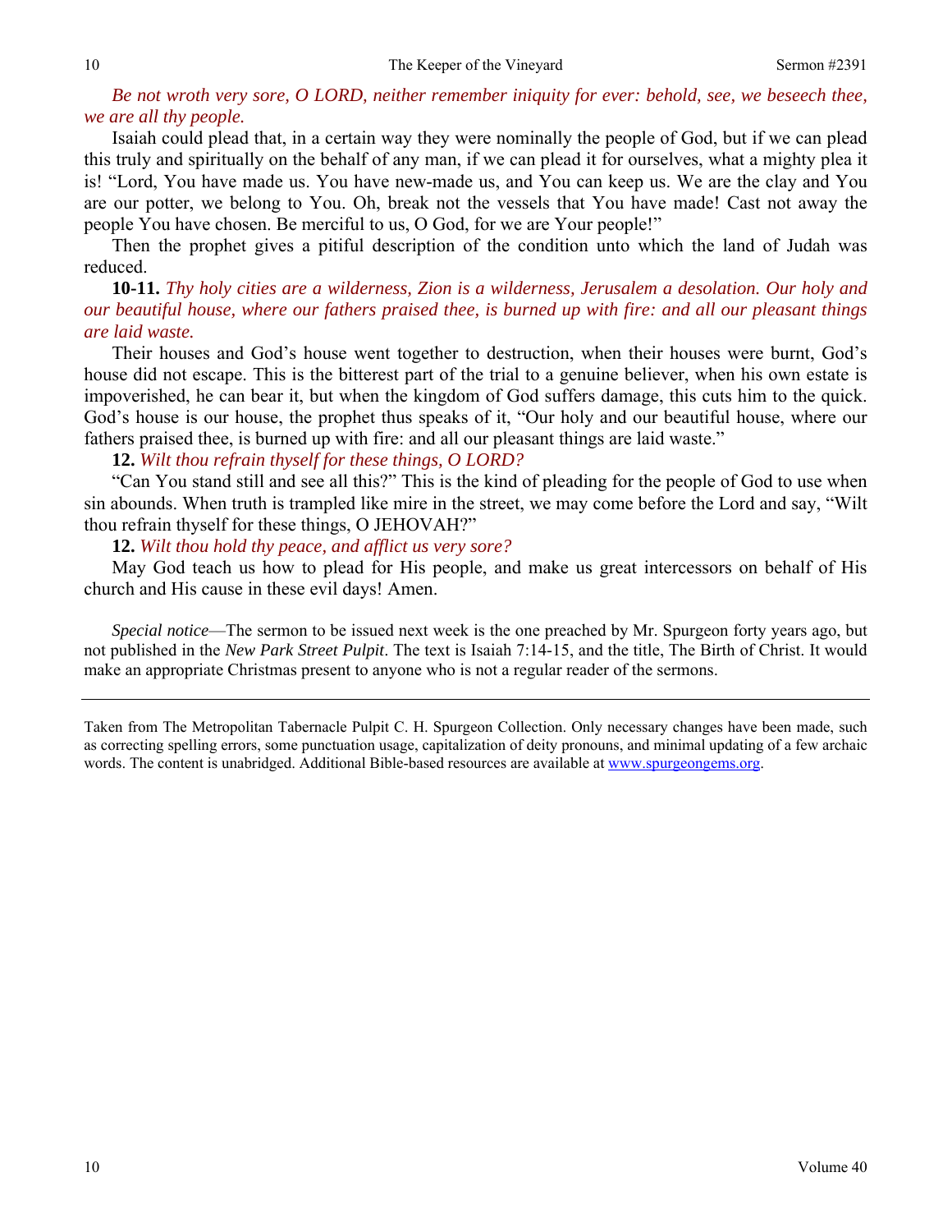*Be not wroth very sore, O LORD, neither remember iniquity for ever: behold, see, we beseech thee, we are all thy people.*

Isaiah could plead that, in a certain way they were nominally the people of God, but if we can plead this truly and spiritually on the behalf of any man, if we can plead it for ourselves, what a mighty plea it is! "Lord, You have made us. You have new-made us, and You can keep us. We are the clay and You are our potter, we belong to You. Oh, break not the vessels that You have made! Cast not away the people You have chosen. Be merciful to us, O God, for we are Your people!"

Then the prophet gives a pitiful description of the condition unto which the land of Judah was reduced.

**10-11.** *Thy holy cities are a wilderness, Zion is a wilderness, Jerusalem a desolation. Our holy and our beautiful house, where our fathers praised thee, is burned up with fire: and all our pleasant things are laid waste.*

Their houses and God's house went together to destruction, when their houses were burnt, God's house did not escape. This is the bitterest part of the trial to a genuine believer, when his own estate is impoverished, he can bear it, but when the kingdom of God suffers damage, this cuts him to the quick. God's house is our house, the prophet thus speaks of it, "Our holy and our beautiful house, where our fathers praised thee, is burned up with fire: and all our pleasant things are laid waste."

**12.** *Wilt thou refrain thyself for these things, O LORD?*

"Can You stand still and see all this?" This is the kind of pleading for the people of God to use when sin abounds. When truth is trampled like mire in the street, we may come before the Lord and say, "Wilt thou refrain thyself for these things, O JEHOVAH?"

**12.** *Wilt thou hold thy peace, and afflict us very sore?*

May God teach us how to plead for His people, and make us great intercessors on behalf of His church and His cause in these evil days! Amen.

*Special notice*—The sermon to be issued next week is the one preached by Mr. Spurgeon forty years ago, but not published in the *New Park Street Pulpit*. The text is Isaiah 7:14-15, and the title, The Birth of Christ. It would make an appropriate Christmas present to anyone who is not a regular reader of the sermons.

---

Taken from The Metropolitan Tabernacle Pulpit C. H. Spurgeon Collection. Only necessary changes have been made, such as correcting spelling errors, some punctuation usage, capitalization of deity pronouns, and minimal updating of a few archaic words. The content is unabridged. Additional Bible-based resources are available at www.spurgeongems.org.